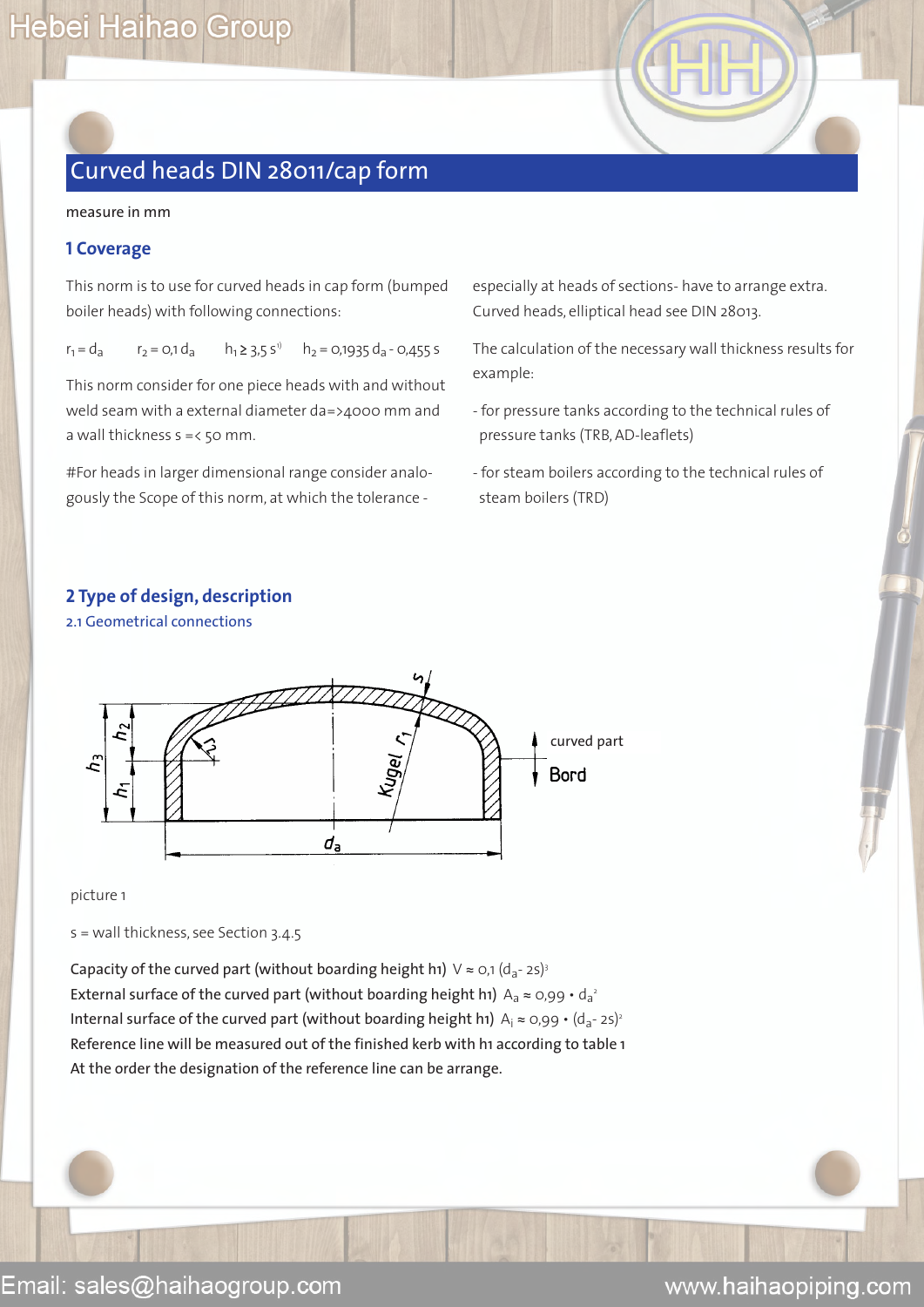# Curved heads DIN 28011/cap form

measure in mm

## 1 Coverage

This norm is to use for curved heads in cap form (bumped boiler heads) with following connections:

$r_1 = d_a$  $r_2 = 0{,}1\, d_a$  $h_1 \geq 3{,}5\, s^{1)}$  $h_2 = 0{,}1935\, d_a - 0{,}455\, s$

This norm consider for one piece heads with and without weld seam with a external diameter da=>4000 mm and a wall thickness s =< 50 mm.

#For heads in larger dimensional range consider analogously the Scope of this norm, at which the tolerance - especially at heads of sections- have to arrange extra. Curved heads, elliptical head see DIN 28013.

The calculation of the necessary wall thickness results for example:

- for pressure tanks according to the technical rules of pressure tanks (TRB, AD-leaflets)
- for steam boilers according to the technical rules of steam boilers (TRD)

## 2 Type of design, description

### 2.1 Geometrical connections

picture 1

s = wall thickness, see Section 3.4.5

Capacity of the curved part (without boarding height h1) $V \approx 0{,}1\,(d_a - 2s)^3$

External surface of the curved part (without boarding height h1) $A_a \approx 0{,}99 \cdot d_a^2$

Internal surface of the curved part (without boarding height h1) $A_i \approx 0{,}99 \cdot (d_a - 2s)^2$

Reference line will be measured out of the finished kerb with h1 according to table 1

At the order the designation of the reference line can be arrange.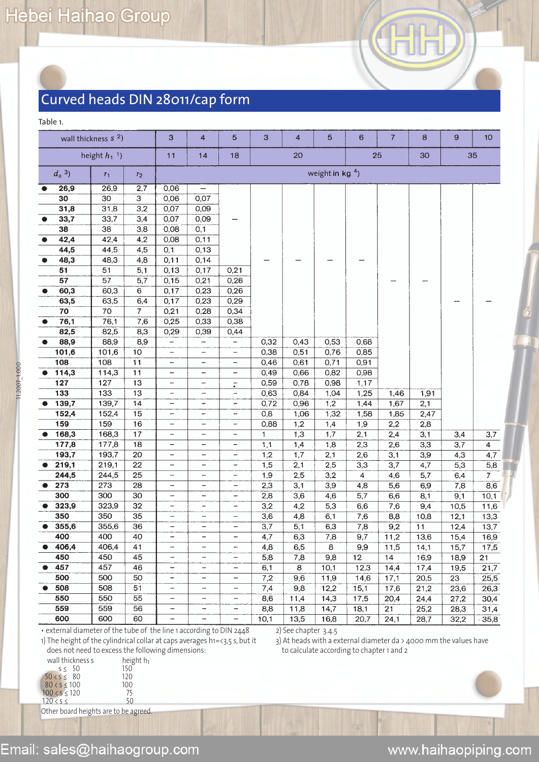# Curved heads DIN 28011/cap form

Table 1.

| wall thickness $s$ [2] | | | 3 | 4 | 5 | 3 | 4 | 5 | 6 | 7 | 8 | 9 | 10 |
|---|---|---|---|---|---|---|---|---|---|---|---|---|---|
| **height $h_1$ [1]** | | | 11 | 14 | 18 | 20 | | | 25 | | 30 | 35 | |
| **$d_a$ [3]** | **$r_1$** | **$r_2$** | **weight in kg [4]** | | | | | | | | | | |
| ● 26,9 | 26,9 | 2,7 | 0,06 | – | – | – | – | – | – | – | – | – | – |
| 30 | 30 | 3 | 0,06 | 0,07 | – | – | – | – | – | – | – | – | – |
| 31,8 | 31,8 | 3,2 | 0,07 | 0,09 | – | – | – | – | – | – | – | – | – |
| ● 33,7 | 33,7 | 3,4 | 0,07 | 0,09 | – | – | – | – | – | – | – | – | – |
| 38 | 38 | 3,8 | 0,08 | 0,1 | – | – | – | – | – | – | – | – | – |
| ● 42,4 | 42,4 | 4,2 | 0,08 | 0,11 | – | – | – | – | – | – | – | – | – |
| 44,5 | 44,5 | 4,5 | 0,1 | 0,13 | – | – | – | – | – | – | – | – | – |
| ● 48,3 | 48,3 | 4,8 | 0,11 | 0,14 | – | – | – | – | – | – | – | – | – |
| 51 | 51 | 5,1 | 0,13 | 0,17 | 0,21 | – | – | – | – | – | – | – | – |
| 57 | 57 | 5,7 | 0,15 | 0,21 | 0,26 | – | – | – | – | – | – | – | – |
| ● 60,3 | 60,3 | 6 | 0,17 | 0,23 | 0,26 | – | – | – | – | – | – | – | – |
| 63,5 | 63,5 | 6,4 | 0,17 | 0,23 | 0,29 | – | – | – | – | – | – | – | – |
| 70 | 70 | 7 | 0,21 | 0,28 | 0,34 | – | – | – | – | – | – | – | – |
| ● 76,1 | 76,1 | 7,6 | 0,25 | 0,33 | 0,38 | – | – | – | – | – | – | – | – |
| 82,5 | 82,5 | 8,3 | 0,29 | 0,39 | 0,44 | – | – | – | – | – | – | – | – |
| ● 88,9 | 88,9 | 8,9 | – | – | – | 0,32 | 0,43 | 0,53 | 0,68 | – | – | – | – |
| 101,6 | 101,6 | 10 | – | – | – | 0,38 | 0,51 | 0,76 | 0,85 | – | – | – | – |
| 108 | 108 | 11 | – | – | – | 0,46 | 0,61 | 0,71 | 0,91 | – | – | – | – |
| ● 114,3 | 114,3 | 11 | – | – | – | 0,49 | 0,66 | 0,82 | 0,98 | – | – | – | – |
| 127 | 127 | 13 | – | – | – | 0,59 | 0,78 | 0,98 | 1,17 | – | – | – | – |
| 133 | 133 | 13 | – | – | – | 0,63 | 0,84 | 1,04 | 1,25 | 1,46 | 1,91 | – | – |
| ● 139,7 | 139,7 | 14 | – | – | – | 0,72 | 0,96 | 1,2 | 1,44 | 1,67 | 2,1 | – | – |
| 152,4 | 152,4 | 15 | – | – | – | 0,8 | 1,06 | 1,32 | 1,58 | 1,85 | 2,47 | – | – |
| 159 | 159 | 16 | – | – | – | 0,88 | 1,2 | 1,4 | 1,9 | 2,2 | 2,8 | – | – |
| ● 168,3 | 168,3 | 17 | – | – | – | 1 | 1,3 | 1,7 | 2,1 | 2,4 | 3,1 | 3,4 | 3,7 |
| 177,8 | 177,8 | 18 | – | – | – | 1,1 | 1,4 | 1,8 | 2,3 | 2,6 | 3,3 | 3,7 | 4 |
| 193,7 | 193,7 | 20 | – | – | – | 1,2 | 1,7 | 2,1 | 2,6 | 3,1 | 3,9 | 4,3 | 4,7 |
| ● 219,1 | 219,1 | 22 | – | – | – | 1,5 | 2,1 | 2,5 | 3,3 | 3,7 | 4,7 | 5,3 | 5,8 |
| 244,5 | 244,5 | 25 | – | – | – | 1,9 | 2,5 | 3,2 | 4 | 4,6 | 5,7 | 6,4 | 7 |
| ● 273 | 273 | 28 | – | – | – | 2,3 | 3,1 | 3,9 | 4,8 | 5,6 | 6,9 | 7,8 | 8,6 |
| 300 | 300 | 30 | – | – | – | 2,8 | 3,6 | 4,6 | 5,7 | 6,6 | 8,1 | 9,1 | 10,1 |
| ● 323,9 | 323,9 | 32 | – | – | – | 3,2 | 4,2 | 5,3 | 6,6 | 7,6 | 9,4 | 10,5 | 11,6 |
| 350 | 350 | 35 | – | – | – | 3,6 | 4,8 | 6,1 | 7,6 | 8,8 | 10,8 | 12,1 | 13,3 |
| ● 355,6 | 355,6 | 36 | – | – | – | 3,7 | 5,1 | 6,3 | 7,8 | 9,2 | 11 | 12,4 | 13,7 |
| 400 | 400 | 40 | – | – | – | 4,7 | 6,3 | 7,8 | 9,7 | 11,2 | 13,6 | 15,4 | 16,9 |
| ● 406,4 | 406,4 | 41 | – | – | – | 4,8 | 6,5 | 8 | 9,9 | 11,5 | 14,1 | 15,7 | 17,5 |
| 450 | 450 | 45 | – | – | – | 5,8 | 7,8 | 9,8 | 12 | 14 | 16,9 | 18,9 | 21 |
| ● 457 | 457 | 46 | – | – | – | 6,1 | 8 | 10,1 | 12,3 | 14,4 | 17,4 | 19,5 | 21,7 |
| 500 | 500 | 50 | – | – | – | 7,2 | 9,6 | 11,9 | 14,6 | 17,1 | 20,5 | 23 | 25,5 |
| ● 508 | 508 | 51 | – | – | – | 7,4 | 9,8 | 12,2 | 15,1 | 17,6 | 21,2 | 23,6 | 26,3 |
| 550 | 550 | 55 | – | – | – | 8,6 | 11,4 | 14,3 | 17,5 | 20,4 | 24,4 | 27,2 | 30,4 |
| 559 | 559 | 56 | – | – | – | 8,8 | 11,8 | 14,7 | 18,1 | 21 | 25,2 | 28,3 | 31,4 |
| 600 | 600 | 60 | – | – | – | 10,1 | 13,5 | 16,8 | 20,7 | 24,1 | 28,7 | 32,2 | 35,8 |

• external diameter of the tube of the line 1 according to DIN 2448

1) The height of the cylindrical collar at caps averages h1=<3,5 s, but it does not need to excess the following dimensions:

| wall thickness s | height $h_1$ |
|---|---|
| s ≤ 50 | 150 |
| 50 < s ≤ 80 | 120 |
| 80 < s ≤ 100 | 100 |
| 100 < s ≤ 120 | 75 |
| 120 < s ≤ | 50 |

Other board heights are to be agreed.

2) See chapter 3.4.5

3) At heads with a external diameter da > 4000 mm the values have to calculate according to chapter 1 and 2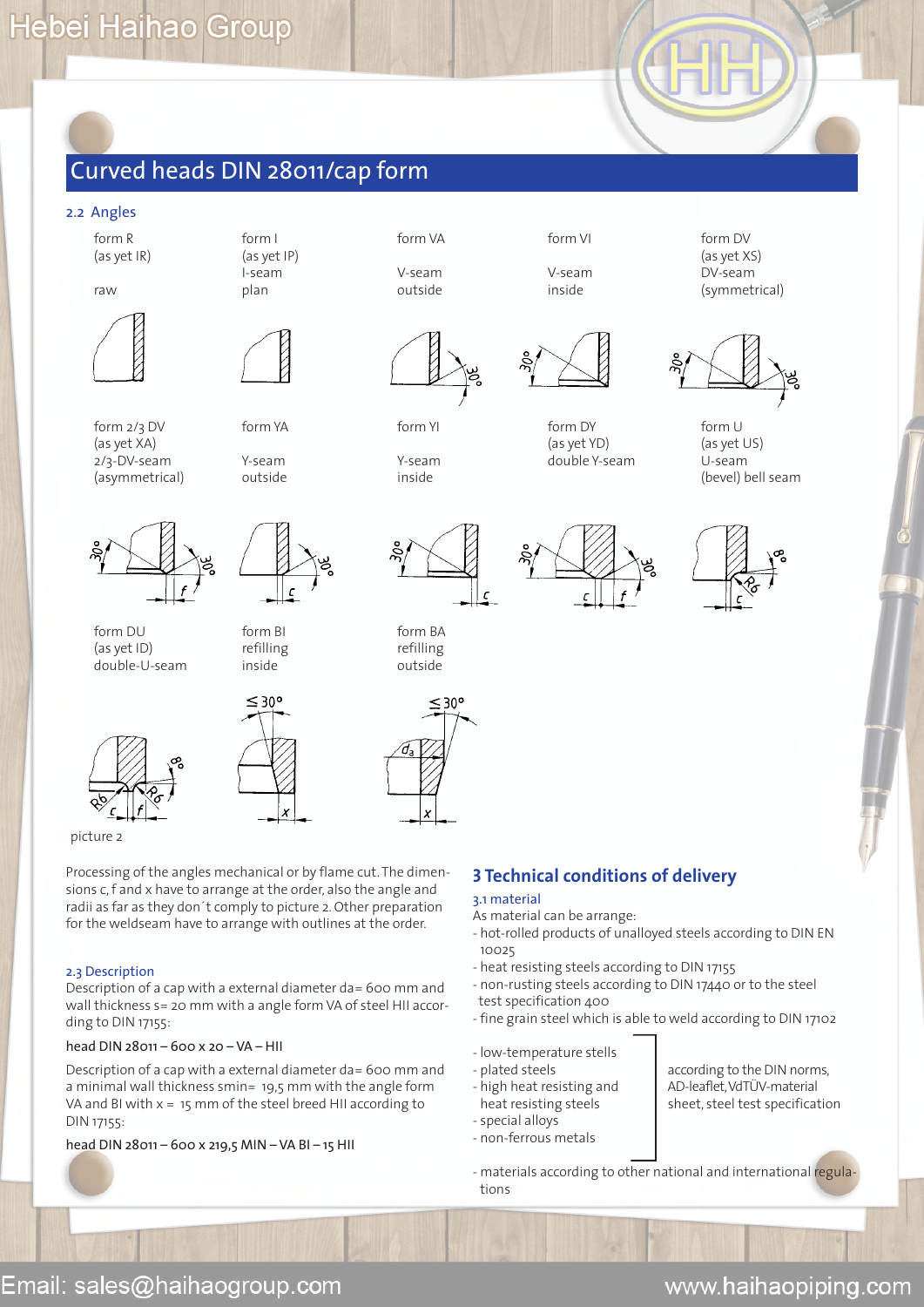# Curved heads DIN 28011/cap form

## 2.2 Angles

| form R (as yet IR) raw | form I (as yet IP) I-seam plan | form VA V-seam outside | form VI V-seam inside | form DV (as yet XS) DV-seam (symmetrical) |
|---|---|---|---|---|
| form 2/3 DV (as yet XA) 2/3-DV-seam (asymmetrical) | form YA Y-seam outside | form YI Y-seam inside | form DY (as yet YD) double Y-seam | form U (as yet US) U-seam (bevel) bell seam |
| form DU (as yet ID) double-U-seam | form BI refilling inside | form BA refilling outside | | |

picture 2

Processing of the angles mechanical or by flame cut. The dimensions c, f and x have to arrange at the order, also the angle and radii as far as they don´t comply to picture 2. Other preparation for the weldseam have to arrange with outlines at the order.

### 2.3 Description

Description of a cap with a external diameter da= 600 mm and wall thickness s= 20 mm with a angle form VA of steel HII according to DIN 17155:

head DIN 28011 – 600 x 20 – VA – HII

Description of a cap with a external diameter da= 600 mm and a minimal wall thickness smin= 19,5 mm with the angle form VA and BI with x = 15 mm of the steel breed HII according to DIN 17155:

head DIN 28011 – 600 x 219,5 MIN – VA BI – 15 HII

## 3 Technical conditions of delivery

### 3.1 material

As material can be arrange:

- hot-rolled products of unalloyed steels according to DIN EN 10025
- heat resisting steels according to DIN 17155
- non-rusting steels according to DIN 17440 or to the steel test specification 400
- fine grain steel which is able to weld according to DIN 17102

- low-temperature stells
- plated steels
- high heat resisting and heat resisting steels
- special alloys
- non-ferrous metals

according to the DIN norms, AD-leaflet, VdTÜV-material sheet, steel test specification

- materials according to other national and international regulations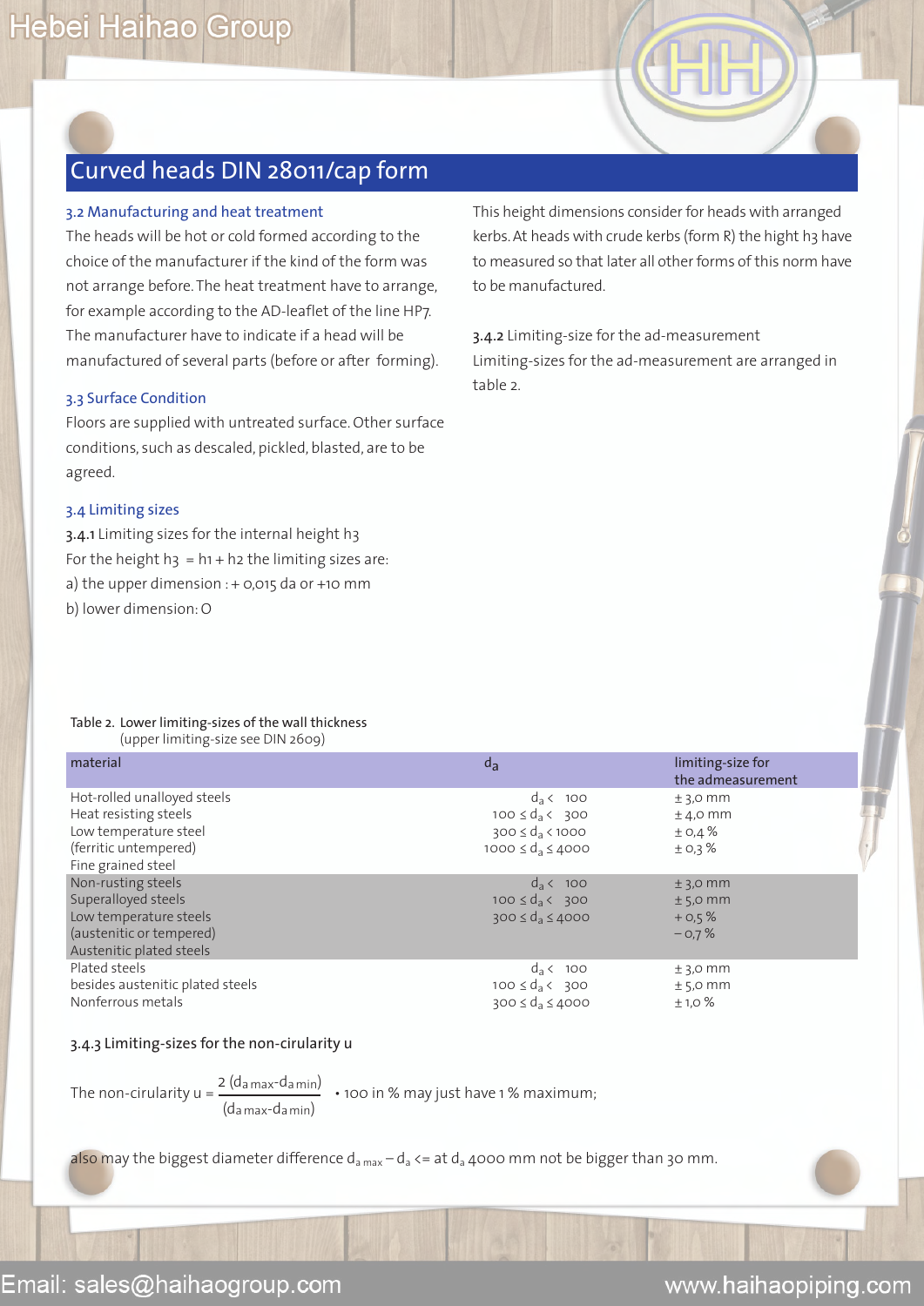# Curved heads DIN 28011/cap form

### 3.2 Manufacturing and heat treatment

The heads will be hot or cold formed according to the choice of the manufacturer if the kind of the form was not arrange before. The heat treatment have to arrange, for example according to the AD-leaflet of the line HP7. The manufacturer have to indicate if a head will be manufactured of several parts (before or after forming).

### 3.3 Surface Condition

Floors are supplied with untreated surface. Other surface conditions, such as descaled, pickled, blasted, are to be agreed.

### 3.4 Limiting sizes

**3.4.1** Limiting sizes for the internal height h3

For the height $h3 = h1 + h2$ the limiting sizes are:

a) the upper dimension : + 0,015 da or +10 mm

b) lower dimension: O

This height dimensions consider for heads with arranged kerbs. At heads with crude kerbs (form R) the hight h3 have to measured so that later all other forms of this norm have to be manufactured.

**3.4.2** Limiting-size for the ad-measurement

Limiting-sizes for the ad-measurement are arranged in table 2.

Table 2. Lower limiting-sizes of the wall thickness
(upper limiting-size see DIN 2609)

| material | $d_a$ | limiting-size for the admeasurement |
|---|---|---|
| Hot-rolled unalloyed steels<br>Heat resisting steels<br>Low temperature steel<br>(ferritic untempered)<br>Fine grained steel | $d_a < 100$<br>$100 \le d_a < 300$<br>$300 \le d_a < 1000$<br>$1000 \le d_a \le 4000$ | ± 3,0 mm<br>± 4,0 mm<br>± 0,4 %<br>± 0,3 % |
| Non-rusting steels<br>Superalloyed steels<br>Low temperature steels<br>(austenitic or tempered)<br>Austenitic plated steels | $d_a < 100$<br>$100 \le d_a < 300$<br>$300 \le d_a \le 4000$ | ± 3,0 mm<br>± 5,0 mm<br>+ 0,5 %<br>− 0,7 % |
| Plated steels<br>besides austenitic plated steels<br>Nonferrous metals | $d_a < 100$<br>$100 \le d_a < 300$<br>$300 \le d_a \le 4000$ | ± 3,0 mm<br>± 5,0 mm<br>± 1,0 % |

**3.4.3 Limiting-sizes for the non-circularity u**

The non-circularity $u = \dfrac{2\,(d_{a\,max} - d_{a\,min})}{(d_{a\,max} - d_{a\,min})}$ • 100 in % may just have 1 % maximum;

also may the biggest diameter difference $d_{a\,max} - d_a$ <= at $d_a$ 4000 mm not be bigger than 30 mm.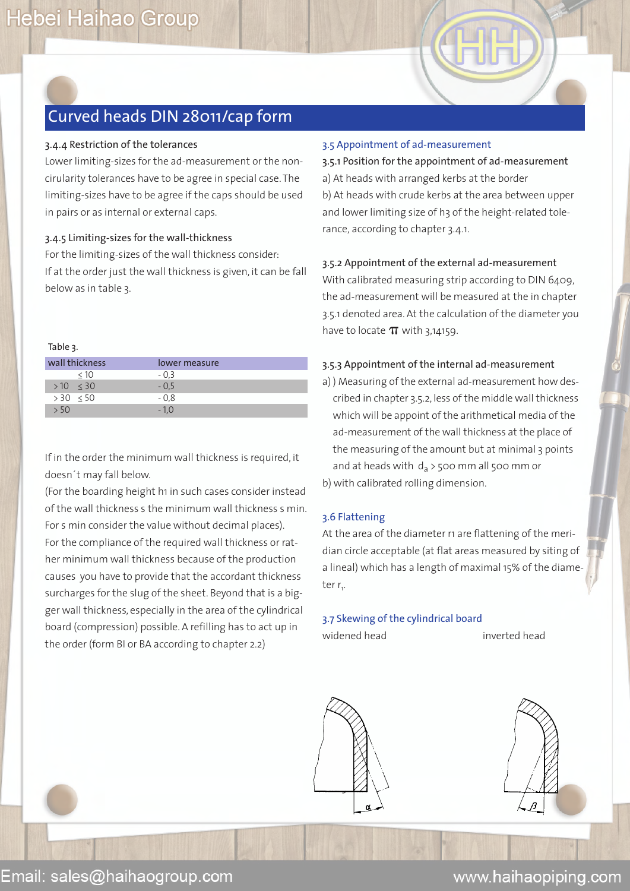# Curved heads DIN 28011/cap form

### 3.4.4 Restriction of the tolerances

Lower limiting-sizes for the ad-measurement or the non-cirularity tolerances have to be agree in special case. The limiting-sizes have to be agree if the caps should be used in pairs or as internal or external caps.

### 3.4.5 Limiting-sizes for the wall-thickness

For the limiting-sizes of the wall thickness consider:
If at the order just the wall thickness is given, it can be fall below as in table 3.

Table 3.

| wall thickness | lower measure |
|---|---|
| ≤ 10 | - 0,3 |
| > 10 ≤ 30 | - 0,5 |
| > 30 ≤ 50 | - 0,8 |
| > 50 | - 1,0 |

If in the order the minimum wall thickness is required, it doesn´t may fall below.
(For the boarding height h1 in such cases consider instead of the wall thickness s the minimum wall thickness s min. For s min consider the value without decimal places).
For the compliance of the required wall thickness or rather minimum wall thickness because of the production causes you have to provide that the accordant thickness surcharges for the slug of the sheet. Beyond that is a bigger wall thickness, especially in the area of the cylindrical board (compression) possible. A refilling has to act up in the order (form BI or BA according to chapter 2.2)

## 3.5 Appointment of ad-measurement

### 3.5.1 Position for the appointment of ad-measurement

a) At heads with arranged kerbs at the border
b) At heads with crude kerbs at the area between upper and lower limiting size of h3 of the height-related tolerance, according to chapter 3.4.1.

### 3.5.2 Appointment of the external ad-measurement

With calibrated measuring strip according to DIN 6409, the ad-measurement will be measured at the in chapter 3.5.1 denoted area. At the calculation of the diameter you have to locate $\pi$ with 3,14159.

### 3.5.3 Appointment of the internal ad-measurement

a) ) Measuring of the external ad-measurement how described in chapter 3.5.2, less of the middle wall thickness which will be appoint of the arithmetical media of the ad-measurement of the wall thickness at the place of the measuring of the amount but at minimal 3 points and at heads with $d_a$ > 500 mm all 500 mm or
b) with calibrated rolling dimension.

## 3.6 Flattening

At the area of the diameter r1 are flattening of the meridian circle acceptable (at flat areas measured by siting of a lineal) which has a length of maximal 15% of the diameter $r_1$.

## 3.7 Skewing of the cylindrical board

widened head　　　　　　　　inverted head

α　　　　　　　　β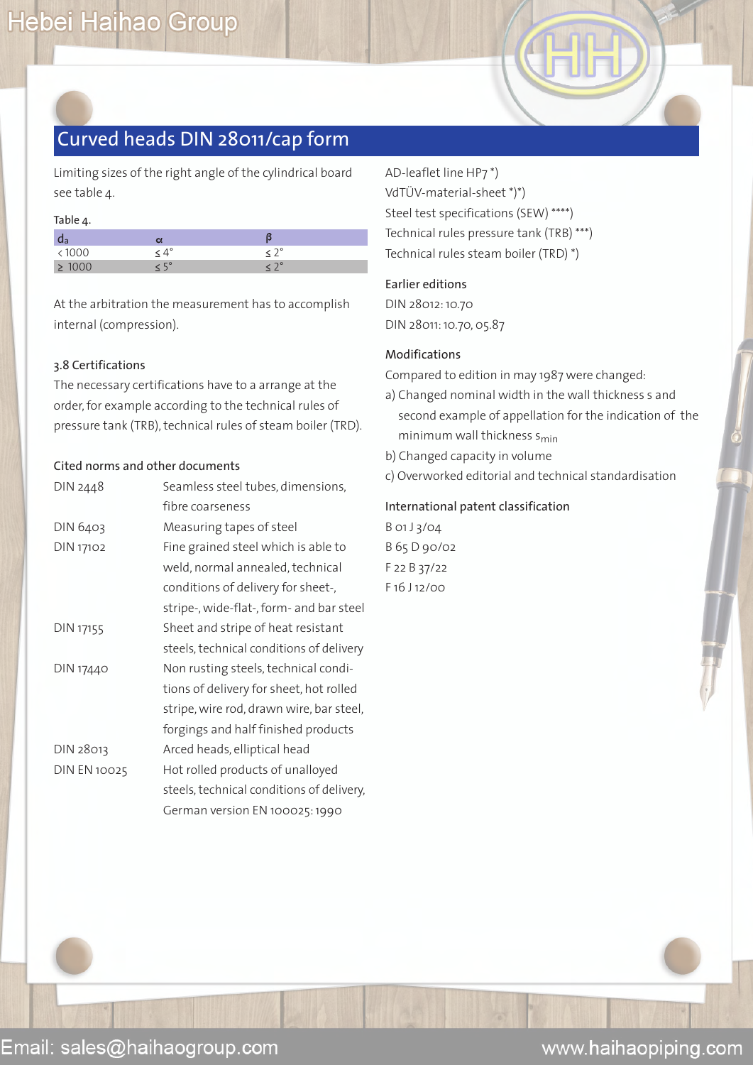## Curved heads DIN 28011/cap form

Limiting sizes of the right angle of the cylindrical board see table 4.

Table 4.

| $d_a$ | α | β |
|---|---|---|
| < 1000 | ≤ 4° | ≤ 2° |
| ≥ 1000 | ≤ 5° | ≤ 2° |

At the arbitration the measurement has to accomplish internal (compression).

### 3.8 Certifications

The necessary certifications have to a arrange at the order, for example according to the technical rules of pressure tank (TRB), technical rules of steam boiler (TRD).

### Cited norms and other documents

| | |
|---|---|
| DIN 2448 | Seamless steel tubes, dimensions, fibre coarseness |
| DIN 6403 | Measuring tapes of steel |
| DIN 17102 | Fine grained steel which is able to weld, normal annealed, technical conditions of delivery for sheet-, stripe-, wide-flat-, form- and bar steel |
| DIN 17155 | Sheet and stripe of heat resistant steels, technical conditions of delivery |
| DIN 17440 | Non rusting steels, technical conditions of delivery for sheet, hot rolled stripe, wire rod, drawn wire, bar steel, forgings and half finished products |
| DIN 28013 | Arced heads, elliptical head |
| DIN EN 10025 | Hot rolled products of unalloyed steels, technical conditions of delivery, German version EN 100025: 1990 |

AD-leaflet line HP7 *)
VdTÜV-material-sheet *)*)
Steel test specifications (SEW) ****)
Technical rules pressure tank (TRB) ***)
Technical rules steam boiler (TRD) *)

### Earlier editions

DIN 28012: 10.70
DIN 28011: 10.70, 05.87

### Modifications

Compared to edition in may 1987 were changed:

a) Changed nominal width in the wall thickness s and second example of appellation for the indication of the minimum wall thickness $s_{min}$

b) Changed capacity in volume

c) Overworked editorial and technical standardisation

### International patent classification

B 01 J 3/04
B 65 D 90/02
F 22 B 37/22
F 16 J 12/00